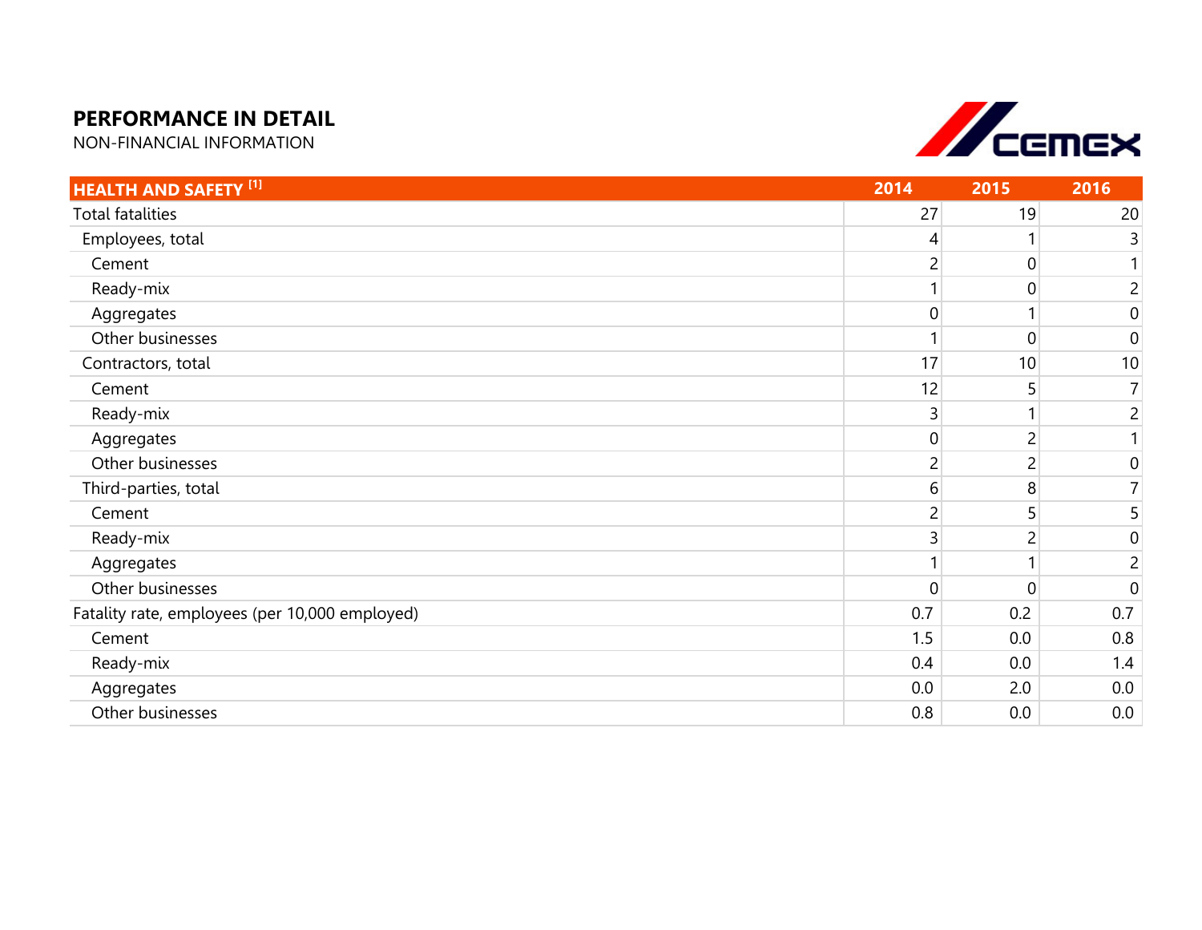# PERFORMANCE IN DETAIL

NON-FINANCIAL INFORMATION

| HEALTH AND SAFETY [1] | 2014 | 2015 | 2016 |
|---|---|---|---|
| Total fatalities | 27 | 19 | 20 |
| Employees, total | 4 | 1 | 3 |
| Cement | 2 | 0 | 1 |
| Ready-mix | 1 | 0 | 2 |
| Aggregates | 0 | 1 | 0 |
| Other businesses | 1 | 0 | 0 |
| Contractors, total | 17 | 10 | 10 |
| Cement | 12 | 5 | 7 |
| Ready-mix | 3 | 1 | 2 |
| Aggregates | 0 | 2 | 1 |
| Other businesses | 2 | 2 | 0 |
| Third-parties, total | 6 | 8 | 7 |
| Cement | 2 | 5 | 5 |
| Ready-mix | 3 | 2 | 0 |
| Aggregates | 1 | 1 | 2 |
| Other businesses | 0 | 0 | 0 |
| Fatality rate, employees (per 10,000 employed) | 0.7 | 0.2 | 0.7 |
| Cement | 1.5 | 0.0 | 0.8 |
| Ready-mix | 0.4 | 0.0 | 1.4 |
| Aggregates | 0.0 | 2.0 | 0.0 |
| Other businesses | 0.8 | 0.0 | 0.0 |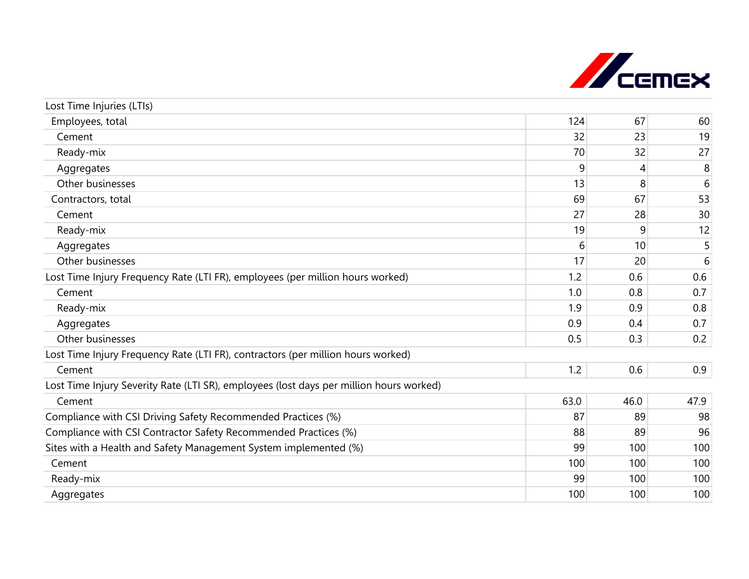| | | | |
|---|---|---|---|
| Lost Time Injuries (LTIs) | | | |
| Employees, total | 124 | 67 | 60 |
| Cement | 32 | 23 | 19 |
| Ready-mix | 70 | 32 | 27 |
| Aggregates | 9 | 4 | 8 |
| Other businesses | 13 | 8 | 6 |
| Contractors, total | 69 | 67 | 53 |
| Cement | 27 | 28 | 30 |
| Ready-mix | 19 | 9 | 12 |
| Aggregates | 6 | 10 | 5 |
| Other businesses | 17 | 20 | 6 |
| Lost Time Injury Frequency Rate (LTI FR), employees (per million hours worked) | 1.2 | 0.6 | 0.6 |
| Cement | 1.0 | 0.8 | 0.7 |
| Ready-mix | 1.9 | 0.9 | 0.8 |
| Aggregates | 0.9 | 0.4 | 0.7 |
| Other businesses | 0.5 | 0.3 | 0.2 |
| Lost Time Injury Frequency Rate (LTI FR), contractors (per million hours worked) | | | |
| Cement | 1.2 | 0.6 | 0.9 |
| Lost Time Injury Severity Rate (LTI SR), employees (lost days per million hours worked) | | | |
| Cement | 63.0 | 46.0 | 47.9 |
| Compliance with CSI Driving Safety Recommended Practices (%) | 87 | 89 | 98 |
| Compliance with CSI Contractor Safety Recommended Practices (%) | 88 | 89 | 96 |
| Sites with a Health and Safety Management System implemented (%) | 99 | 100 | 100 |
| Cement | 100 | 100 | 100 |
| Ready-mix | 99 | 100 | 100 |
| Aggregates | 100 | 100 | 100 |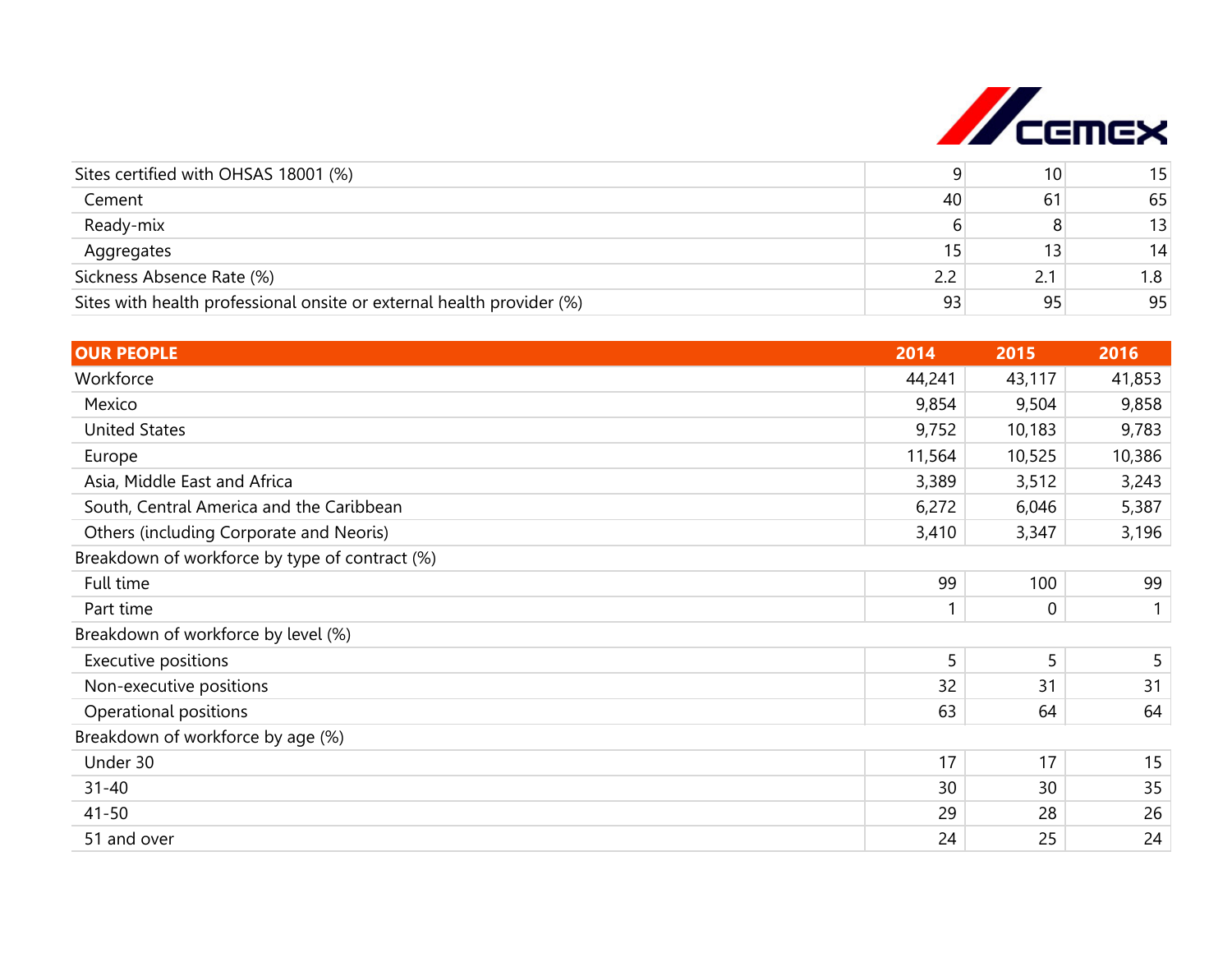| | | | |
|---|---|---|---|
| Sites certified with OHSAS 18001 (%) | 9 | 10 | 15 |
| Cement | 40 | 61 | 65 |
| Ready-mix | 6 | 8 | 13 |
| Aggregates | 15 | 13 | 14 |
| Sickness Absence Rate (%) | 2.2 | 2.1 | 1.8 |
| Sites with health professional onsite or external health provider (%) | 93 | 95 | 95 |

| OUR PEOPLE | 2014 | 2015 | 2016 |
|---|---|---|---|
| Workforce | 44,241 | 43,117 | 41,853 |
| Mexico | 9,854 | 9,504 | 9,858 |
| United States | 9,752 | 10,183 | 9,783 |
| Europe | 11,564 | 10,525 | 10,386 |
| Asia, Middle East and Africa | 3,389 | 3,512 | 3,243 |
| South, Central America and the Caribbean | 6,272 | 6,046 | 5,387 |
| Others (including Corporate and Neoris) | 3,410 | 3,347 | 3,196 |
| Breakdown of workforce by type of contract (%) | | | |
| Full time | 99 | 100 | 99 |
| Part time | 1 | 0 | 1 |
| Breakdown of workforce by level (%) | | | |
| Executive positions | 5 | 5 | 5 |
| Non-executive positions | 32 | 31 | 31 |
| Operational positions | 63 | 64 | 64 |
| Breakdown of workforce by age (%) | | | |
| Under 30 | 17 | 17 | 15 |
| 31-40 | 30 | 30 | 35 |
| 41-50 | 29 | 28 | 26 |
| 51 and over | 24 | 25 | 24 |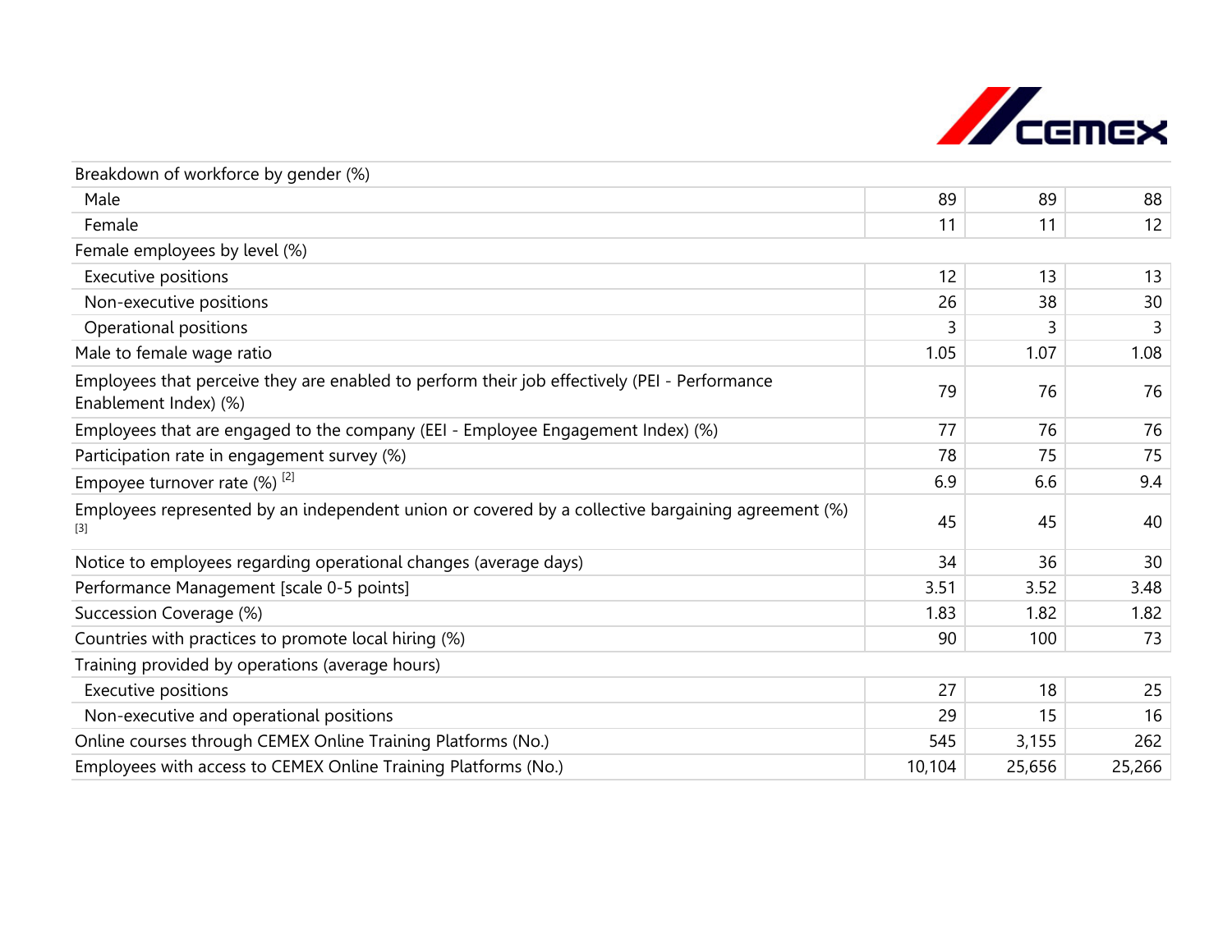| | | | |
|---|---|---|---|
| Breakdown of workforce by gender (%) | | | |
| Male | 89 | 89 | 88 |
| Female | 11 | 11 | 12 |
| Female employees by level (%) | | | |
| Executive positions | 12 | 13 | 13 |
| Non-executive positions | 26 | 38 | 30 |
| Operational positions | 3 | 3 | 3 |
| Male to female wage ratio | 1.05 | 1.07 | 1.08 |
| Employees that perceive they are enabled to perform their job effectively (PEI - Performance Enablement Index) (%) | 79 | 76 | 76 |
| Employees that are engaged to the company (EEI - Employee Engagement Index) (%) | 77 | 76 | 76 |
| Participation rate in engagement survey (%) | 78 | 75 | 75 |
| Empoyee turnover rate (%) [2] | 6.9 | 6.6 | 9.4 |
| Employees represented by an independent union or covered by a collective bargaining agreement (%) [3] | 45 | 45 | 40 |
| Notice to employees regarding operational changes (average days) | 34 | 36 | 30 |
| Performance Management [scale 0-5 points] | 3.51 | 3.52 | 3.48 |
| Succession Coverage (%) | 1.83 | 1.82 | 1.82 |
| Countries with practices to promote local hiring (%) | 90 | 100 | 73 |
| Training provided by operations (average hours) | | | |
| Executive positions | 27 | 18 | 25 |
| Non-executive and operational positions | 29 | 15 | 16 |
| Online courses through CEMEX Online Training Platforms (No.) | 545 | 3,155 | 262 |
| Employees with access to CEMEX Online Training Platforms (No.) | 10,104 | 25,656 | 25,266 |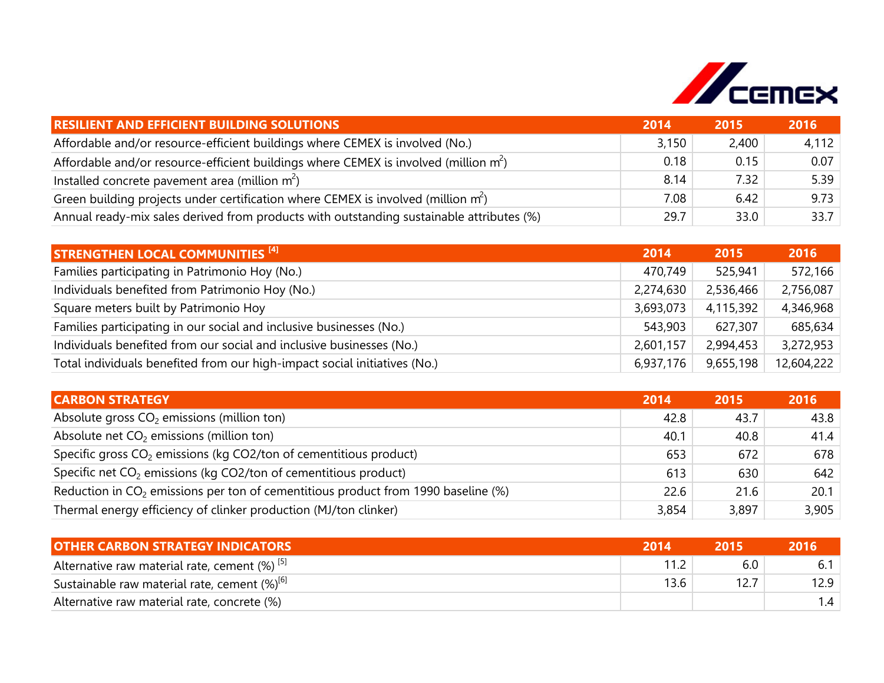| RESILIENT AND EFFICIENT BUILDING SOLUTIONS | 2014 | 2015 | 2016 |
|---|---|---|---|
| Affordable and/or resource-efficient buildings where CEMEX is involved (No.) | 3,150 | 2,400 | 4,112 |
| Affordable and/or resource-efficient buildings where CEMEX is involved (million $m^2$) | 0.18 | 0.15 | 0.07 |
| Installed concrete pavement area (million $m^2$) | 8.14 | 7.32 | 5.39 |
| Green building projects under certification where CEMEX is involved (million $m^2$) | 7.08 | 6.42 | 9.73 |
| Annual ready-mix sales derived from products with outstanding sustainable attributes (%) | 29.7 | 33.0 | 33.7 |

| STRENGTHEN LOCAL COMMUNITIES [4] | 2014 | 2015 | 2016 |
|---|---|---|---|
| Families participating in Patrimonio Hoy (No.) | 470,749 | 525,941 | 572,166 |
| Individuals benefited from Patrimonio Hoy (No.) | 2,274,630 | 2,536,466 | 2,756,087 |
| Square meters built by Patrimonio Hoy | 3,693,073 | 4,115,392 | 4,346,968 |
| Families participating in our social and inclusive businesses (No.) | 543,903 | 627,307 | 685,634 |
| Individuals benefited from our social and inclusive businesses (No.) | 2,601,157 | 2,994,453 | 3,272,953 |
| Total individuals benefited from our high-impact social initiatives (No.) | 6,937,176 | 9,655,198 | 12,604,222 |

| CARBON STRATEGY | 2014 | 2015 | 2016 |
|---|---|---|---|
| Absolute gross $CO_2$ emissions (million ton) | 42.8 | 43.7 | 43.8 |
| Absolute net $CO_2$ emissions (million ton) | 40.1 | 40.8 | 41.4 |
| Specific gross $CO_2$ emissions (kg CO2/ton of cementitious product) | 653 | 672 | 678 |
| Specific net $CO_2$ emissions (kg CO2/ton of cementitious product) | 613 | 630 | 642 |
| Reduction in $CO_2$ emissions per ton of cementitious product from 1990 baseline (%) | 22.6 | 21.6 | 20.1 |
| Thermal energy efficiency of clinker production (MJ/ton clinker) | 3,854 | 3,897 | 3,905 |

| OTHER CARBON STRATEGY INDICATORS | 2014 | 2015 | 2016 |
|---|---|---|---|
| Alternative raw material rate, cement (%) [5] | 11.2 | 6.0 | 6.1 |
| Sustainable raw material rate, cement (%)[6] | 13.6 | 12.7 | 12.9 |
| Alternative raw material rate, concrete (%) | | | 1.4 |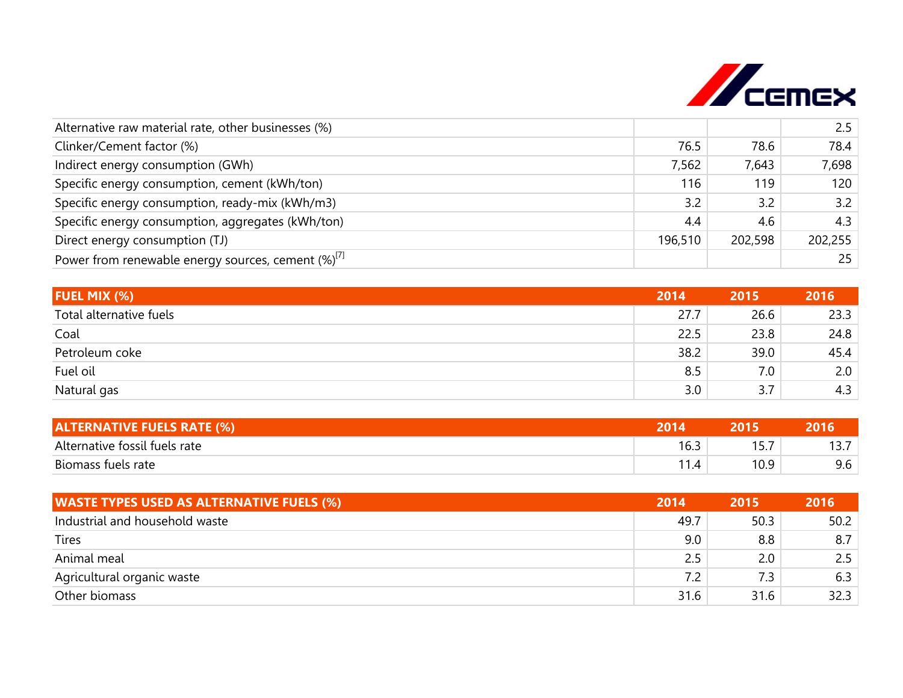| | | | |
|---|---|---|---|
| Alternative raw material rate, other businesses (%) | | | 2.5 |
| Clinker/Cement factor (%) | 76.5 | 78.6 | 78.4 |
| Indirect energy consumption (GWh) | 7,562 | 7,643 | 7,698 |
| Specific energy consumption, cement (kWh/ton) | 116 | 119 | 120 |
| Specific energy consumption, ready-mix (kWh/m3) | 3.2 | 3.2 | 3.2 |
| Specific energy consumption, aggregates (kWh/ton) | 4.4 | 4.6 | 4.3 |
| Direct energy consumption (TJ) | 196,510 | 202,598 | 202,255 |
| Power from renewable energy sources, cement (%)[7] | | | 25 |

| FUEL MIX (%) | 2014 | 2015 | 2016 |
|---|---|---|---|
| Total alternative fuels | 27.7 | 26.6 | 23.3 |
| Coal | 22.5 | 23.8 | 24.8 |
| Petroleum coke | 38.2 | 39.0 | 45.4 |
| Fuel oil | 8.5 | 7.0 | 2.0 |
| Natural gas | 3.0 | 3.7 | 4.3 |

| ALTERNATIVE FUELS RATE (%) | 2014 | 2015 | 2016 |
|---|---|---|---|
| Alternative fossil fuels rate | 16.3 | 15.7 | 13.7 |
| Biomass fuels rate | 11.4 | 10.9 | 9.6 |

| WASTE TYPES USED AS ALTERNATIVE FUELS (%) | 2014 | 2015 | 2016 |
|---|---|---|---|
| Industrial and household waste | 49.7 | 50.3 | 50.2 |
| Tires | 9.0 | 8.8 | 8.7 |
| Animal meal | 2.5 | 2.0 | 2.5 |
| Agricultural organic waste | 7.2 | 7.3 | 6.3 |
| Other biomass | 31.6 | 31.6 | 32.3 |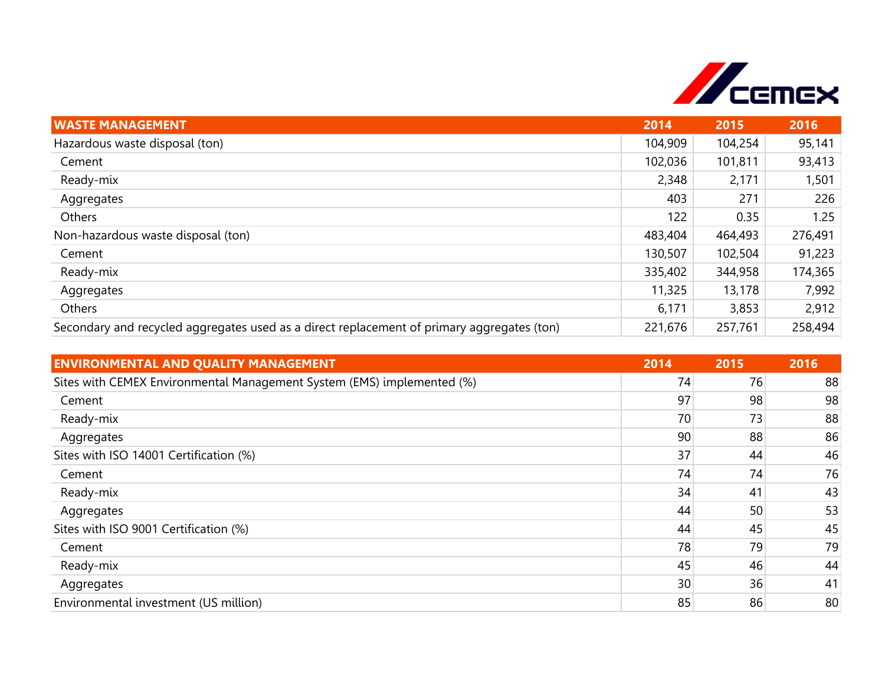| WASTE MANAGEMENT | 2014 | 2015 | 2016 |
|---|---|---|---|
| Hazardous waste disposal (ton) | 104,909 | 104,254 | 95,141 |
| Cement | 102,036 | 101,811 | 93,413 |
| Ready-mix | 2,348 | 2,171 | 1,501 |
| Aggregates | 403 | 271 | 226 |
| Others | 122 | 0.35 | 1.25 |
| Non-hazardous waste disposal (ton) | 483,404 | 464,493 | 276,491 |
| Cement | 130,507 | 102,504 | 91,223 |
| Ready-mix | 335,402 | 344,958 | 174,365 |
| Aggregates | 11,325 | 13,178 | 7,992 |
| Others | 6,171 | 3,853 | 2,912 |
| Secondary and recycled aggregates used as a direct replacement of primary aggregates (ton) | 221,676 | 257,761 | 258,494 |

| ENVIRONMENTAL AND QUALITY MANAGEMENT | 2014 | 2015 | 2016 |
|---|---|---|---|
| Sites with CEMEX Environmental Management System (EMS) implemented (%) | 74 | 76 | 88 |
| Cement | 97 | 98 | 98 |
| Ready-mix | 70 | 73 | 88 |
| Aggregates | 90 | 88 | 86 |
| Sites with ISO 14001 Certification (%) | 37 | 44 | 46 |
| Cement | 74 | 74 | 76 |
| Ready-mix | 34 | 41 | 43 |
| Aggregates | 44 | 50 | 53 |
| Sites with ISO 9001 Certification (%) | 44 | 45 | 45 |
| Cement | 78 | 79 | 79 |
| Ready-mix | 45 | 46 | 44 |
| Aggregates | 30 | 36 | 41 |
| Environmental investment (US million) | 85 | 86 | 80 |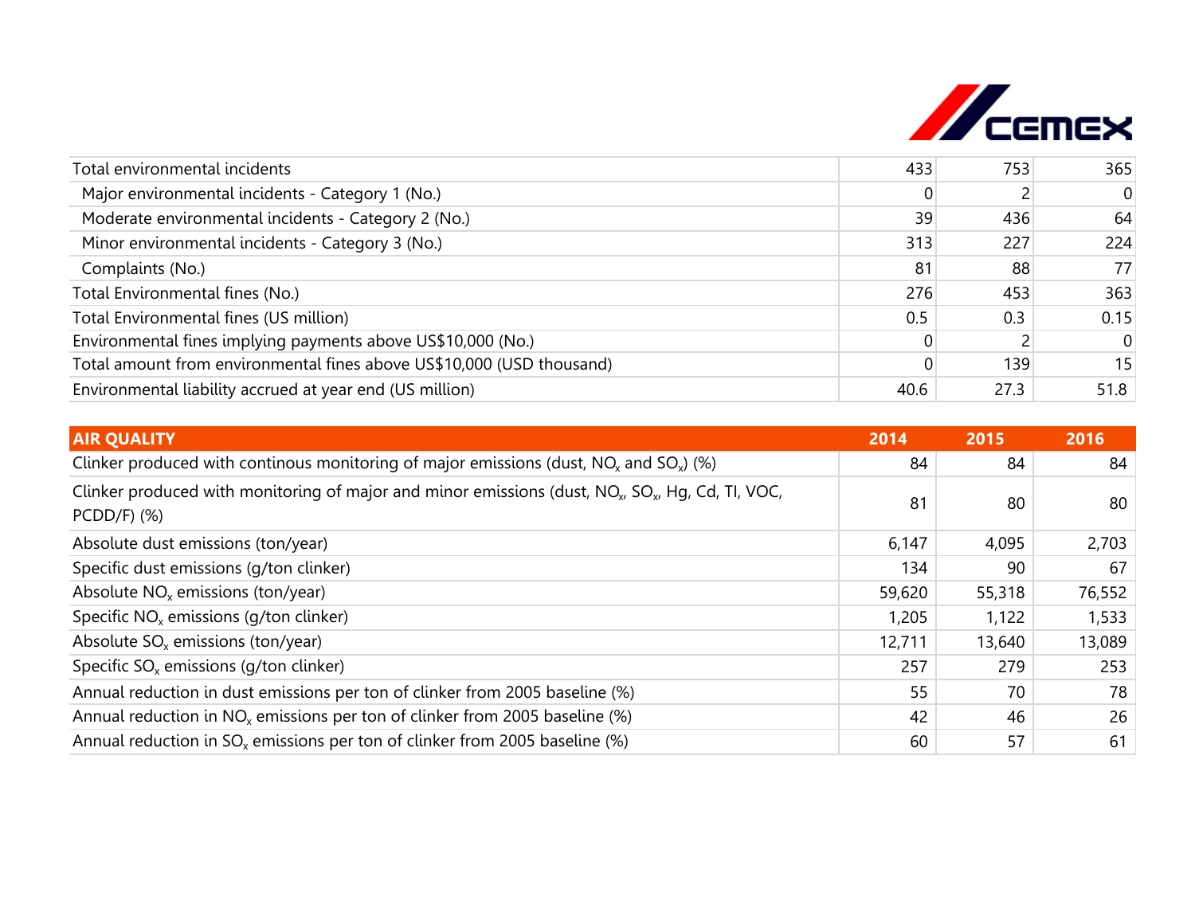| | | | |
|---|---|---|---|
| Total environmental incidents | 433 | 753 | 365 |
| Major environmental incidents - Category 1 (No.) | 0 | 2 | 0 |
| Moderate environmental incidents - Category 2 (No.) | 39 | 436 | 64 |
| Minor environmental incidents - Category 3 (No.) | 313 | 227 | 224 |
| Complaints (No.) | 81 | 88 | 77 |
| Total Environmental fines (No.) | 276 | 453 | 363 |
| Total Environmental fines (US million) | 0.5 | 0.3 | 0.15 |
| Environmental fines implying payments above US$10,000 (No.) | 0 | 2 | 0 |
| Total amount from environmental fines above US$10,000 (USD thousand) | 0 | 139 | 15 |
| Environmental liability accrued at year end (US million) | 40.6 | 27.3 | 51.8 |

| **AIR QUALITY** | **2014** | **2015** | **2016** |
|---|---|---|---|
| Clinker produced with continous monitoring of major emissions (dust, $NO_x$ and $SO_x$) (%) | 84 | 84 | 84 |
| Clinker produced with monitoring of major and minor emissions (dust, $NO_x$, $SO_x$, Hg, Cd, TI, VOC, PCDD/F) (%) | 81 | 80 | 80 |
| Absolute dust emissions (ton/year) | 6,147 | 4,095 | 2,703 |
| Specific dust emissions (g/ton clinker) | 134 | 90 | 67 |
| Absolute $NO_x$ emissions (ton/year) | 59,620 | 55,318 | 76,552 |
| Specific $NO_x$ emissions (g/ton clinker) | 1,205 | 1,122 | 1,533 |
| Absolute $SO_x$ emissions (ton/year) | 12,711 | 13,640 | 13,089 |
| Specific $SO_x$ emissions (g/ton clinker) | 257 | 279 | 253 |
| Annual reduction in dust emissions per ton of clinker from 2005 baseline (%) | 55 | 70 | 78 |
| Annual reduction in $NO_x$ emissions per ton of clinker from 2005 baseline (%) | 42 | 46 | 26 |
| Annual reduction in $SO_x$ emissions per ton of clinker from 2005 baseline (%) | 60 | 57 | 61 |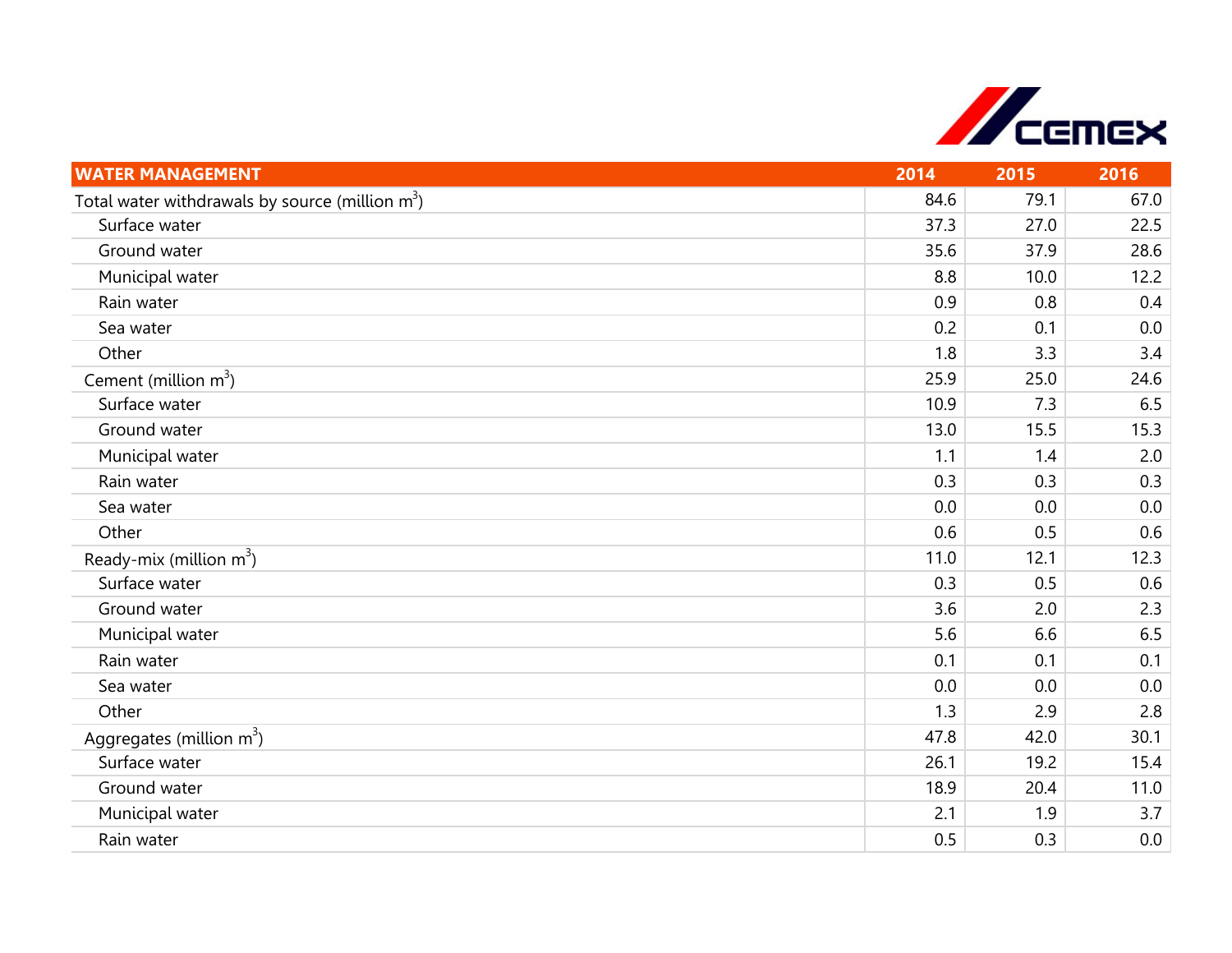| WATER MANAGEMENT | 2014 | 2015 | 2016 |
|---|---|---|---|
| Total water withdrawals by source (million $m^3$) | 84.6 | 79.1 | 67.0 |
| Surface water | 37.3 | 27.0 | 22.5 |
| Ground water | 35.6 | 37.9 | 28.6 |
| Municipal water | 8.8 | 10.0 | 12.2 |
| Rain water | 0.9 | 0.8 | 0.4 |
| Sea water | 0.2 | 0.1 | 0.0 |
| Other | 1.8 | 3.3 | 3.4 |
| Cement (million $m^3$) | 25.9 | 25.0 | 24.6 |
| Surface water | 10.9 | 7.3 | 6.5 |
| Ground water | 13.0 | 15.5 | 15.3 |
| Municipal water | 1.1 | 1.4 | 2.0 |
| Rain water | 0.3 | 0.3 | 0.3 |
| Sea water | 0.0 | 0.0 | 0.0 |
| Other | 0.6 | 0.5 | 0.6 |
| Ready-mix (million $m^3$) | 11.0 | 12.1 | 12.3 |
| Surface water | 0.3 | 0.5 | 0.6 |
| Ground water | 3.6 | 2.0 | 2.3 |
| Municipal water | 5.6 | 6.6 | 6.5 |
| Rain water | 0.1 | 0.1 | 0.1 |
| Sea water | 0.0 | 0.0 | 0.0 |
| Other | 1.3 | 2.9 | 2.8 |
| Aggregates (million $m^3$) | 47.8 | 42.0 | 30.1 |
| Surface water | 26.1 | 19.2 | 15.4 |
| Ground water | 18.9 | 20.4 | 11.0 |
| Municipal water | 2.1 | 1.9 | 3.7 |
| Rain water | 0.5 | 0.3 | 0.0 |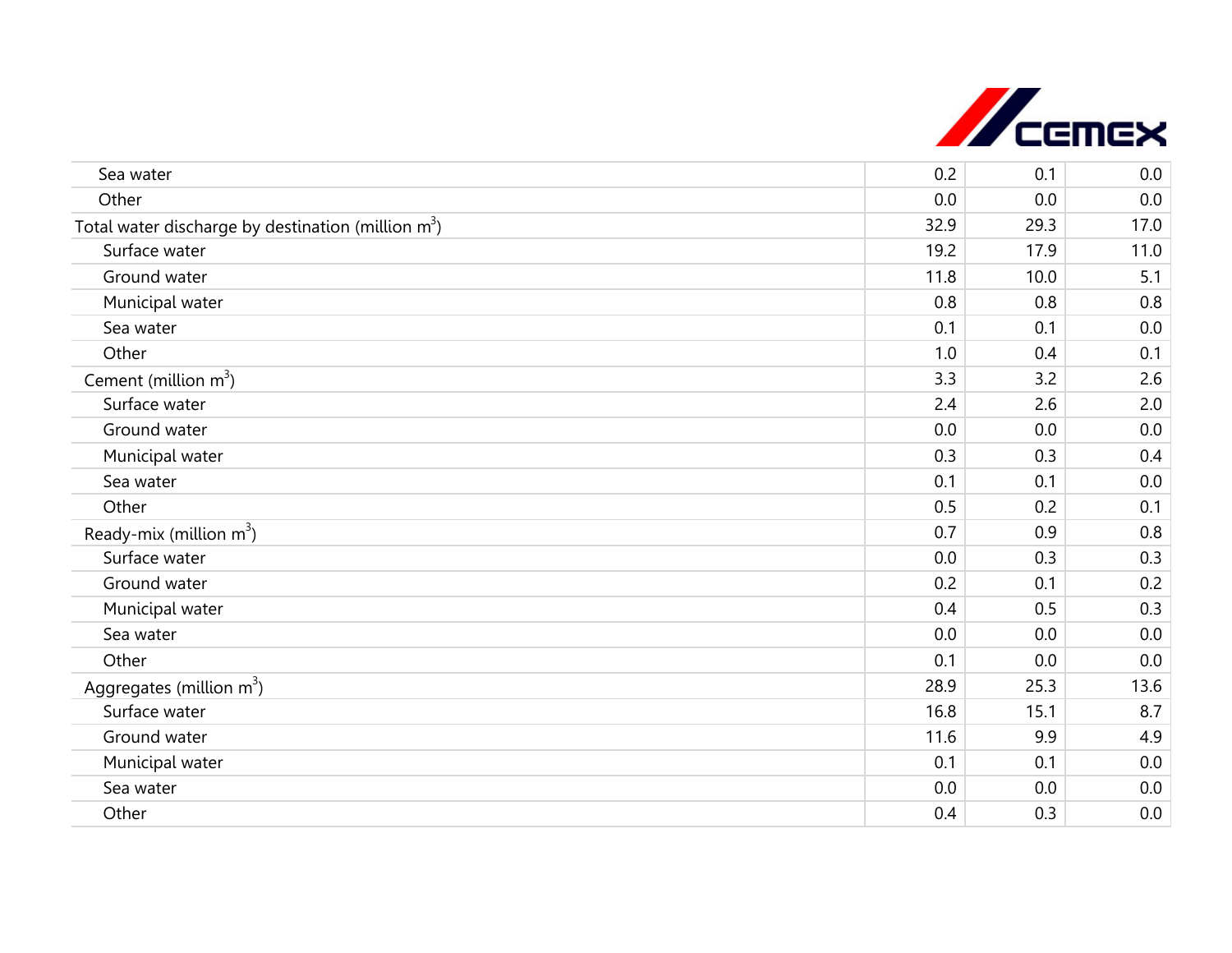| | | | |
|---|---|---|---|
| Sea water | 0.2 | 0.1 | 0.0 |
| Other | 0.0 | 0.0 | 0.0 |
| Total water discharge by destination (million $m^3$) | 32.9 | 29.3 | 17.0 |
| Surface water | 19.2 | 17.9 | 11.0 |
| Ground water | 11.8 | 10.0 | 5.1 |
| Municipal water | 0.8 | 0.8 | 0.8 |
| Sea water | 0.1 | 0.1 | 0.0 |
| Other | 1.0 | 0.4 | 0.1 |
| Cement (million $m^3$) | 3.3 | 3.2 | 2.6 |
| Surface water | 2.4 | 2.6 | 2.0 |
| Ground water | 0.0 | 0.0 | 0.0 |
| Municipal water | 0.3 | 0.3 | 0.4 |
| Sea water | 0.1 | 0.1 | 0.0 |
| Other | 0.5 | 0.2 | 0.1 |
| Ready-mix (million $m^3$) | 0.7 | 0.9 | 0.8 |
| Surface water | 0.0 | 0.3 | 0.3 |
| Ground water | 0.2 | 0.1 | 0.2 |
| Municipal water | 0.4 | 0.5 | 0.3 |
| Sea water | 0.0 | 0.0 | 0.0 |
| Other | 0.1 | 0.0 | 0.0 |
| Aggregates (million $m^3$) | 28.9 | 25.3 | 13.6 |
| Surface water | 16.8 | 15.1 | 8.7 |
| Ground water | 11.6 | 9.9 | 4.9 |
| Municipal water | 0.1 | 0.1 | 0.0 |
| Sea water | 0.0 | 0.0 | 0.0 |
| Other | 0.4 | 0.3 | 0.0 |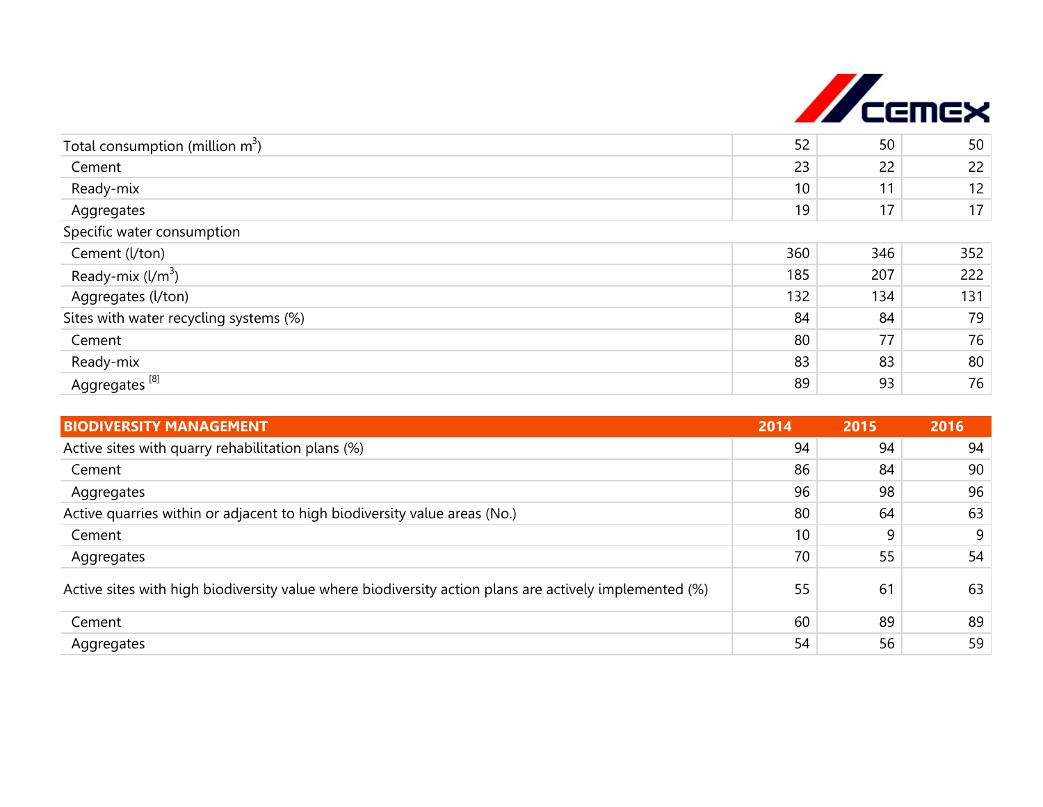| | | | |
|---|---|---|---|
| Total consumption (million $m^3$) | 52 | 50 | 50 |
| Cement | 23 | 22 | 22 |
| Ready-mix | 10 | 11 | 12 |
| Aggregates | 19 | 17 | 17 |
| Specific water consumption | | | |
| Cement (l/ton) | 360 | 346 | 352 |
| Ready-mix (l/$m^3$) | 185 | 207 | 222 |
| Aggregates (l/ton) | 132 | 134 | 131 |
| Sites with water recycling systems (%) | 84 | 84 | 79 |
| Cement | 80 | 77 | 76 |
| Ready-mix | 83 | 83 | 80 |
| Aggregates [8] | 89 | 93 | 76 |

| BIODIVERSITY MANAGEMENT | 2014 | 2015 | 2016 |
|---|---|---|---|
| Active sites with quarry rehabilitation plans (%) | 94 | 94 | 94 |
| Cement | 86 | 84 | 90 |
| Aggregates | 96 | 98 | 96 |
| Active quarries within or adjacent to high biodiversity value areas (No.) | 80 | 64 | 63 |
| Cement | 10 | 9 | 9 |
| Aggregates | 70 | 55 | 54 |
| Active sites with high biodiversity value where biodiversity action plans are actively implemented (%) | 55 | 61 | 63 |
| Cement | 60 | 89 | 89 |
| Aggregates | 54 | 56 | 59 |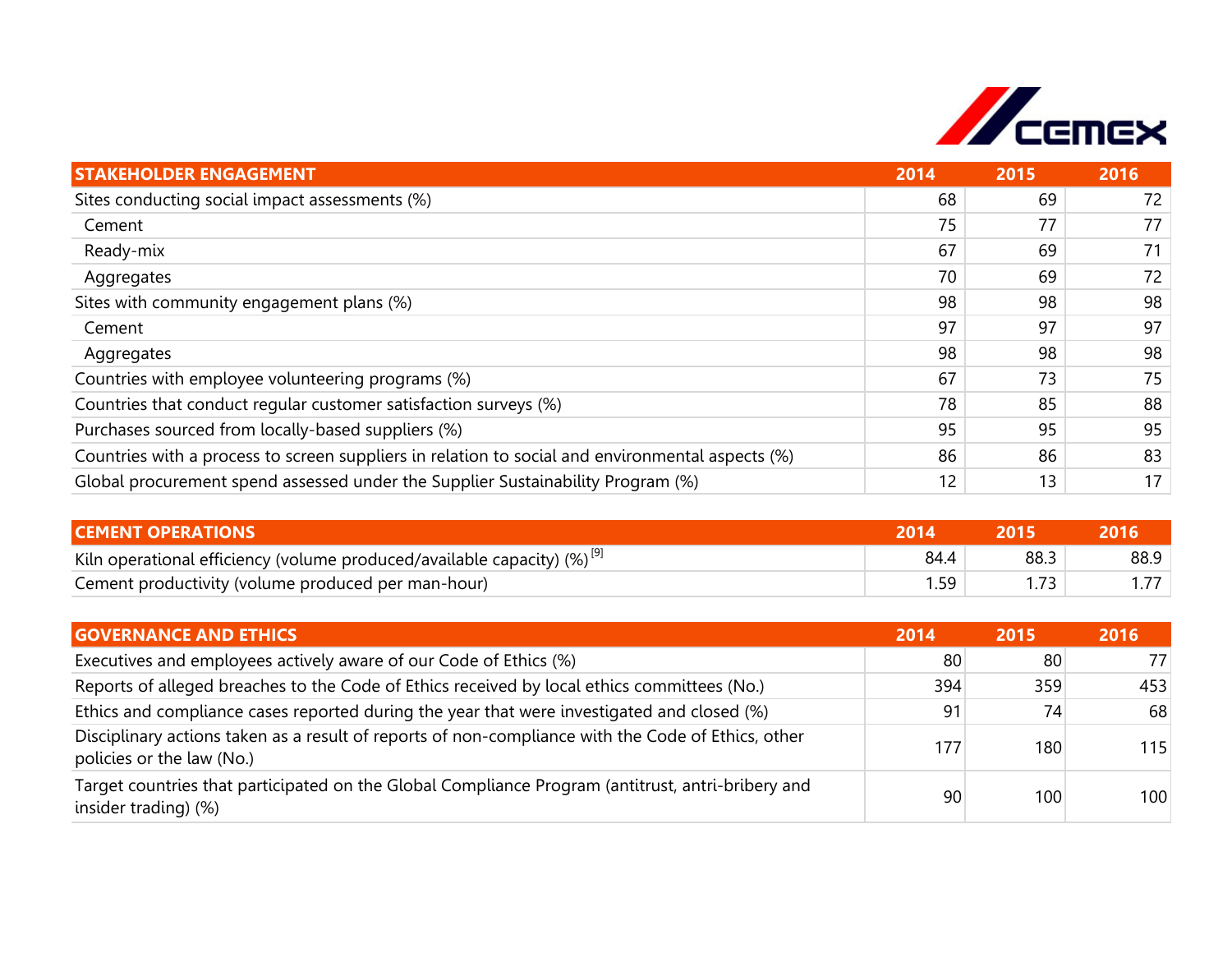| STAKEHOLDER ENGAGEMENT | 2014 | 2015 | 2016 |
|---|---|---|---|
| Sites conducting social impact assessments (%) | 68 | 69 | 72 |
| Cement | 75 | 77 | 77 |
| Ready-mix | 67 | 69 | 71 |
| Aggregates | 70 | 69 | 72 |
| Sites with community engagement plans (%) | 98 | 98 | 98 |
| Cement | 97 | 97 | 97 |
| Aggregates | 98 | 98 | 98 |
| Countries with employee volunteering programs (%) | 67 | 73 | 75 |
| Countries that conduct regular customer satisfaction surveys (%) | 78 | 85 | 88 |
| Purchases sourced from locally-based suppliers (%) | 95 | 95 | 95 |
| Countries with a process to screen suppliers in relation to social and environmental aspects (%) | 86 | 86 | 83 |
| Global procurement spend assessed under the Supplier Sustainability Program (%) | 12 | 13 | 17 |

| CEMENT OPERATIONS | 2014 | 2015 | 2016 |
|---|---|---|---|
| Kiln operational efficiency (volume produced/available capacity) (%) [9] | 84.4 | 88.3 | 88.9 |
| Cement productivity (volume produced per man-hour) | 1.59 | 1.73 | 1.77 |

| GOVERNANCE AND ETHICS | 2014 | 2015 | 2016 |
|---|---|---|---|
| Executives and employees actively aware of our Code of Ethics (%) | 80 | 80 | 77 |
| Reports of alleged breaches to the Code of Ethics received by local ethics committees (No.) | 394 | 359 | 453 |
| Ethics and compliance cases reported during the year that were investigated and closed (%) | 91 | 74 | 68 |
| Disciplinary actions taken as a result of reports of non-compliance with the Code of Ethics, other policies or the law (No.) | 177 | 180 | 115 |
| Target countries that participated on the Global Compliance Program (antitrust, antri-bribery and insider trading) (%) | 90 | 100 | 100 |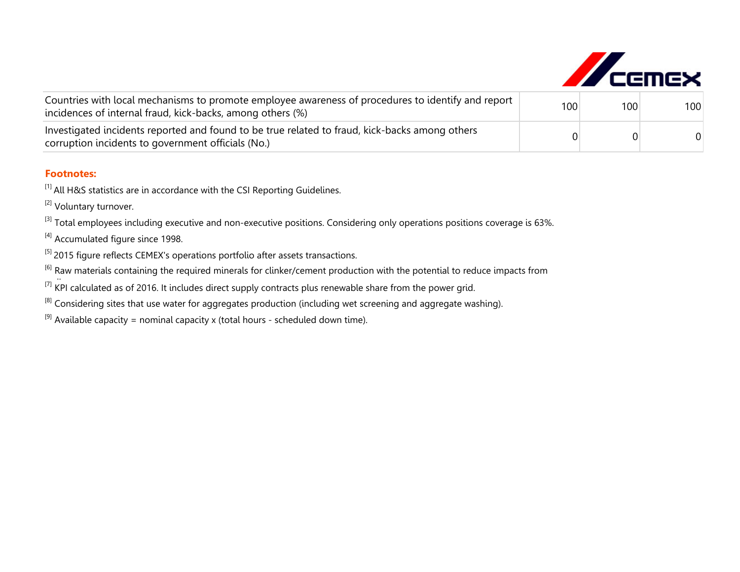| | | | |
|---|---|---|---|
| Countries with local mechanisms to promote employee awareness of procedures to identify and report incidences of internal fraud, kick-backs, among others (%) | 100 | 100 | 100 |
| Investigated incidents reported and found to be true related to fraud, kick-backs among others corruption incidents to government officials (No.) | 0 | 0 | 0 |

**Footnotes:**

[1] All H&S statistics are in accordance with the CSI Reporting Guidelines.

[2] Voluntary turnover.

[3] Total employees including executive and non-executive positions. Considering only operations positions coverage is 63%.

[4] Accumulated figure since 1998.

[5] 2015 figure reflects CEMEX's operations portfolio after assets transactions.

[6] Raw materials containing the required minerals for clinker/cement production with the potential to reduce impacts from

[7] KPI calculated as of 2016. It includes direct supply contracts plus renewable share from the power grid.

[8] Considering sites that use water for aggregates production (including wet screening and aggregate washing).

[9] Available capacity = nominal capacity x (total hours - scheduled down time).